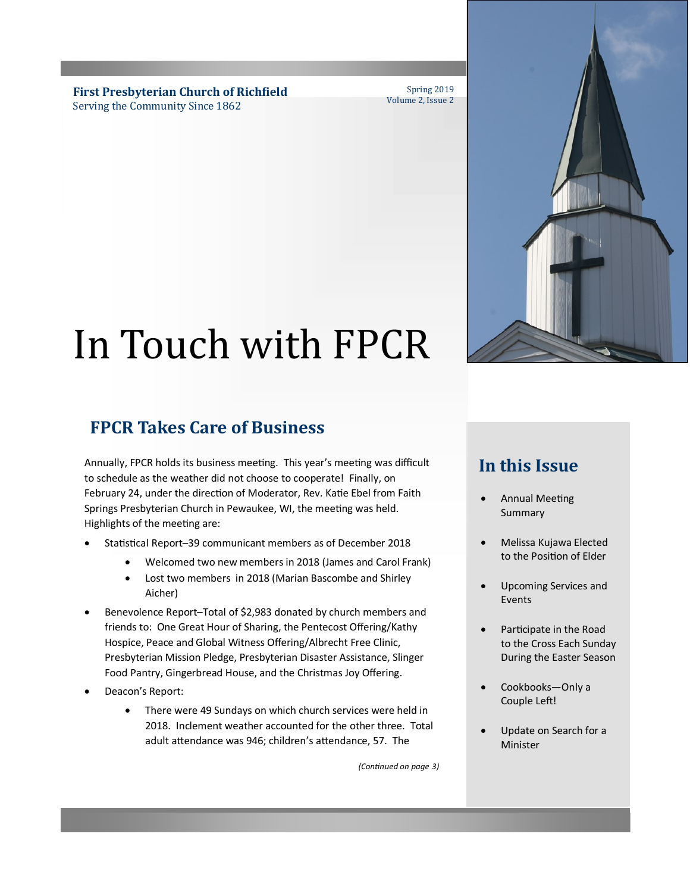**First Presbyterian Church of Richfield**
Serving the Community Since 1862

Spring 2019
Volume 2, Issue 2

# In Touch with FPCR

## FPCR Takes Care of Business

Annually, FPCR holds its business meeting. This year's meeting was difficult to schedule as the weather did not choose to cooperate! Finally, on February 24, under the direction of Moderator, Rev. Katie Ebel from Faith Springs Presbyterian Church in Pewaukee, WI, the meeting was held. Highlights of the meeting are:

- Statistical Report–39 communicant members as of December 2018
    - Welcomed two new members in 2018 (James and Carol Frank)
    - Lost two members in 2018 (Marian Bascombe and Shirley Aicher)
- Benevolence Report–Total of $2,983 donated by church members and friends to: One Great Hour of Sharing, the Pentecost Offering/Kathy Hospice, Peace and Global Witness Offering/Albrecht Free Clinic, Presbyterian Mission Pledge, Presbyterian Disaster Assistance, Slinger Food Pantry, Gingerbread House, and the Christmas Joy Offering.
- Deacon's Report:
    - There were 49 Sundays on which church services were held in 2018. Inclement weather accounted for the other three. Total adult attendance was 946; children's attendance, 57. The

*(Continued on page 3)*

## In this Issue

- Annual Meeting Summary
- Melissa Kujawa Elected to the Position of Elder
- Upcoming Services and Events
- Participate in the Road to the Cross Each Sunday During the Easter Season
- Cookbooks—Only a Couple Left!
- Update on Search for a Minister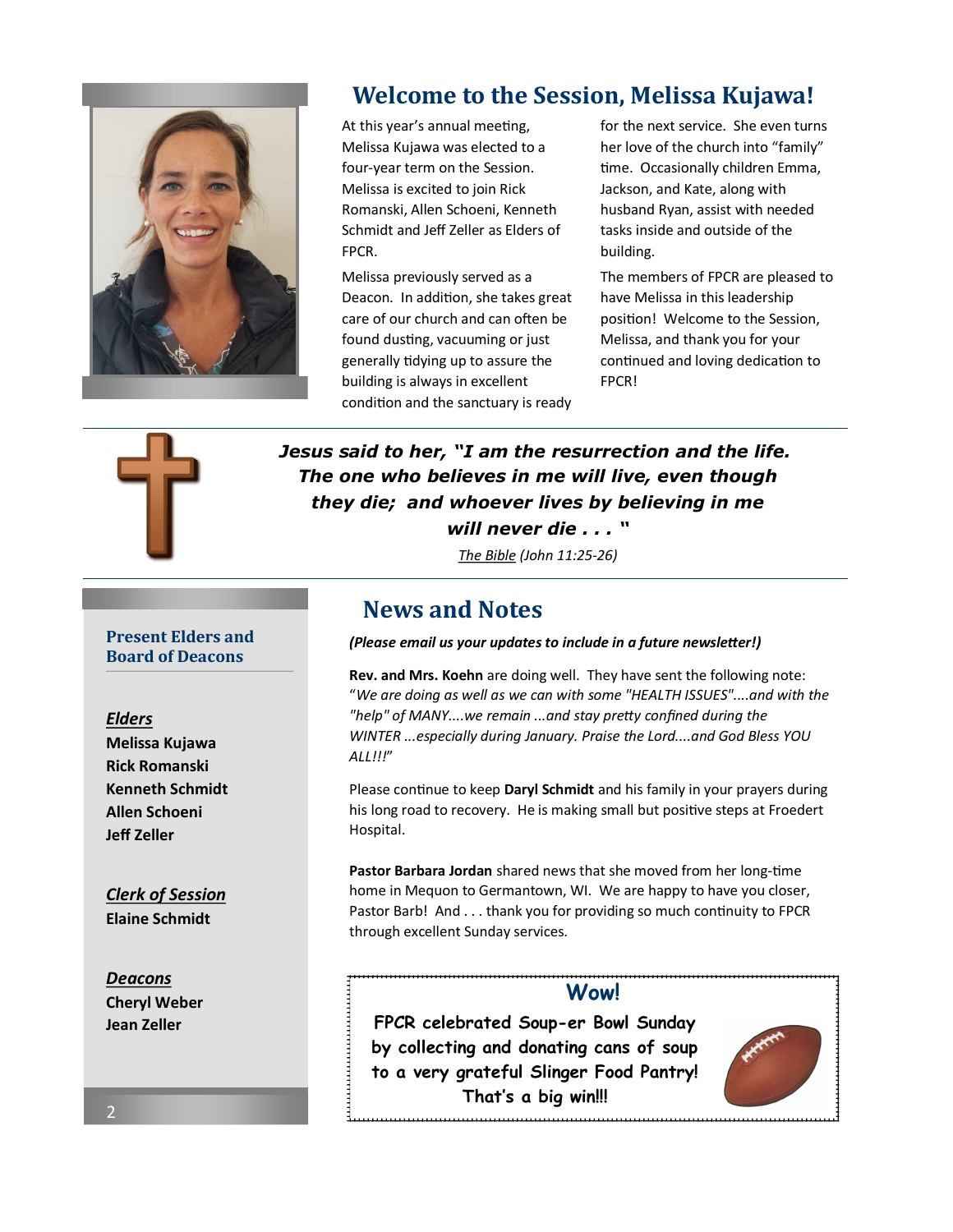## Welcome to the Session, Melissa Kujawa!

At this year's annual meeting, Melissa Kujawa was elected to a four-year term on the Session. Melissa is excited to join Rick Romanski, Allen Schoeni, Kenneth Schmidt and Jeff Zeller as Elders of FPCR.

Melissa previously served as a Deacon. In addition, she takes great care of our church and can often be found dusting, vacuuming or just generally tidying up to assure the building is always in excellent condition and the sanctuary is ready for the next service. She even turns her love of the church into "family" time. Occasionally children Emma, Jackson, and Kate, along with husband Ryan, assist with needed tasks inside and outside of the building.

The members of FPCR are pleased to have Melissa in this leadership position! Welcome to the Session, Melissa, and thank you for your continued and loving dedication to FPCR!

---

***Jesus said to her, "I am the resurrection and the life. The one who believes in me will live, even though they die; and whoever lives by believing in me will never die . . . "***

*The Bible (John 11:25-26)*

---

### Present Elders and Board of Deacons

***Elders***

**Melissa Kujawa**
**Rick Romanski**
**Kenneth Schmidt**
**Allen Schoeni**
**Jeff Zeller**

***Clerk of Session***

**Elaine Schmidt**

***Deacons***

**Cheryl Weber**
**Jean Zeller**

## News and Notes

***(Please email us your updates to include in a future newsletter!)***

**Rev. and Mrs. Koehn** are doing well. They have sent the following note: "*We are doing as well as we can with some "HEALTH ISSUES"....and with the "help" of MANY....we remain ...and stay pretty confined during the WINTER ...especially during January. Praise the Lord....and God Bless YOU ALL!!!*"

Please continue to keep **Daryl Schmidt** and his family in your prayers during his long road to recovery. He is making small but positive steps at Froedert Hospital.

**Pastor Barbara Jordan** shared news that she moved from her long-time home in Mequon to Germantown, WI. We are happy to have you closer, Pastor Barb! And . . . thank you for providing so much continuity to FPCR through excellent Sunday services.

### Wow!

**FPCR celebrated Soup-er Bowl Sunday by collecting and donating cans of soup to a very grateful Slinger Food Pantry! That's a big win!!!**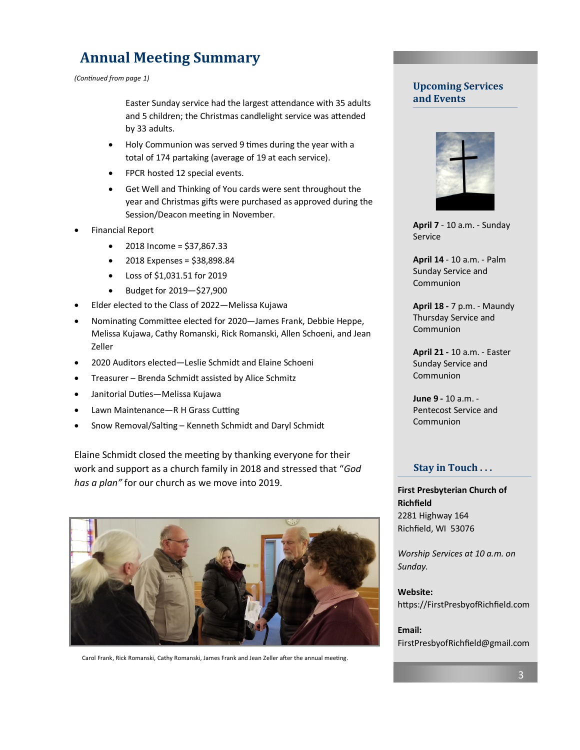## Annual Meeting Summary

*(Continued from page 1)*

Easter Sunday service had the largest attendance with 35 adults and 5 children; the Christmas candlelight service was attended by 33 adults.

- Holy Communion was served 9 times during the year with a total of 174 partaking (average of 19 at each service).
- FPCR hosted 12 special events.
- Get Well and Thinking of You cards were sent throughout the year and Christmas gifts were purchased as approved during the Session/Deacon meeting in November.

- Financial Report
  - 2018 Income = $37,867.33
  - 2018 Expenses = $38,898.84
  - Loss of $1,031.51 for 2019
  - Budget for 2019—$27,900
- Elder elected to the Class of 2022—Melissa Kujawa
- Nominating Committee elected for 2020—James Frank, Debbie Heppe, Melissa Kujawa, Cathy Romanski, Rick Romanski, Allen Schoeni, and Jean Zeller
- 2020 Auditors elected—Leslie Schmidt and Elaine Schoeni
- Treasurer – Brenda Schmidt assisted by Alice Schmitz
- Janitorial Duties—Melissa Kujawa
- Lawn Maintenance—R H Grass Cutting
- Snow Removal/Salting – Kenneth Schmidt and Daryl Schmidt

Elaine Schmidt closed the meeting by thanking everyone for their work and support as a church family in 2018 and stressed that *"God has a plan"* for our church as we move into 2019.

Carol Frank, Rick Romanski, Cathy Romanski, James Frank and Jean Zeller after the annual meeting.

### Upcoming Services and Events

**April 7** - 10 a.m. - Sunday Service

**April 14** - 10 a.m. - Palm Sunday Service and Communion

**April 18 -** 7 p.m. - Maundy Thursday Service and Communion

**April 21 -** 10 a.m. - Easter Sunday Service and Communion

**June 9 -** 10 a.m. - Pentecost Service and Communion

### Stay in Touch . . .

**First Presbyterian Church of Richfield**
2281 Highway 164
Richfield, WI 53076

*Worship Services at 10 a.m. on Sunday.*

**Website:**
https://FirstPresbyofRichfield.com

**Email:**
FirstPresbyofRichfield@gmail.com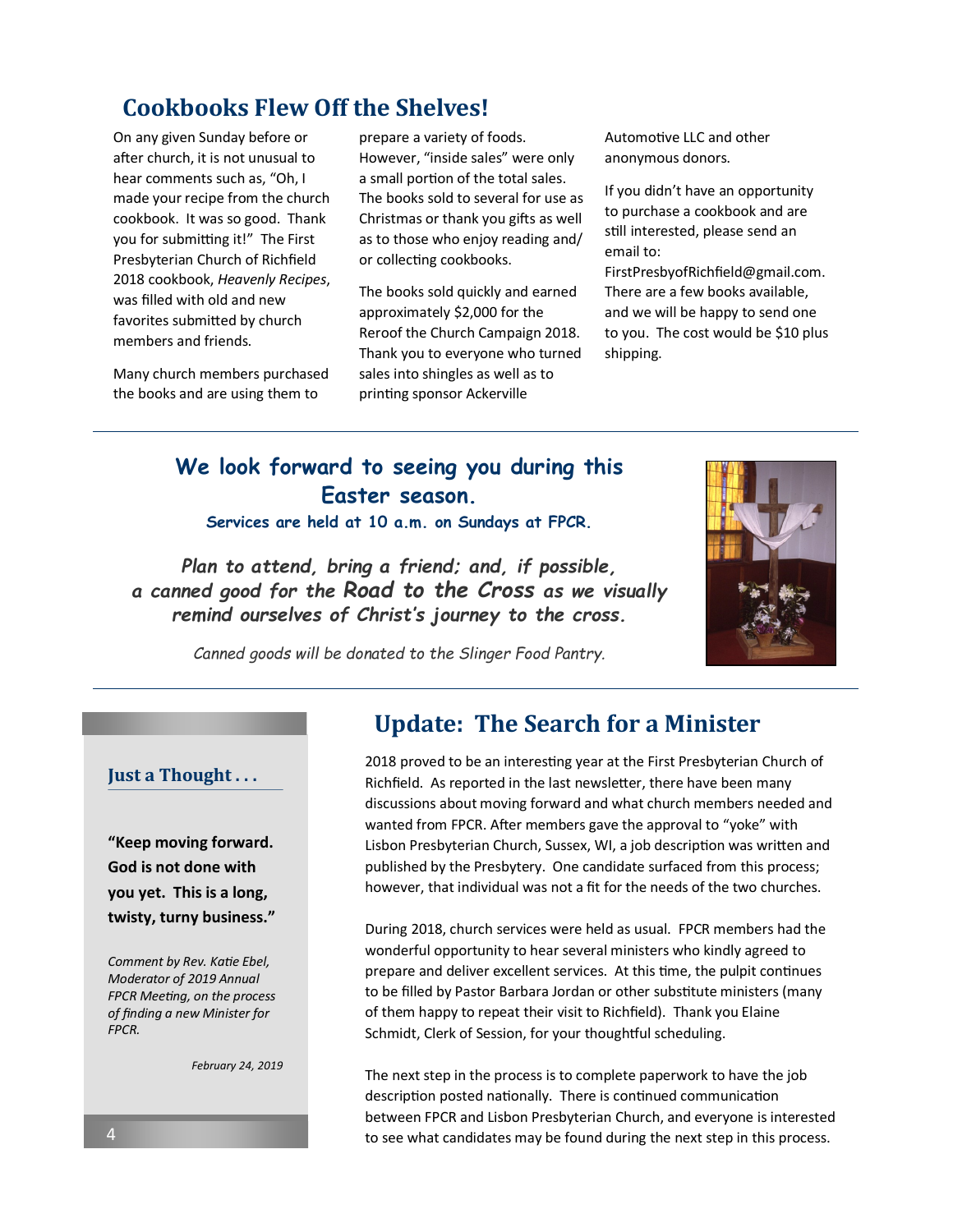## Cookbooks Flew Off the Shelves!

On any given Sunday before or after church, it is not unusual to hear comments such as, "Oh, I made your recipe from the church cookbook. It was so good. Thank you for submitting it!" The First Presbyterian Church of Richfield 2018 cookbook, *Heavenly Recipes*, was filled with old and new favorites submitted by church members and friends.

Many church members purchased the books and are using them to prepare a variety of foods. However, "inside sales" were only a small portion of the total sales. The books sold to several for use as Christmas or thank you gifts as well as to those who enjoy reading and/or collecting cookbooks.

The books sold quickly and earned approximately $2,000 for the Reroof the Church Campaign 2018. Thank you to everyone who turned sales into shingles as well as to printing sponsor Ackerville Automotive LLC and other anonymous donors.

If you didn't have an opportunity to purchase a cookbook and are still interested, please send an email to: FirstPresbyofRichfield@gmail.com. There are a few books available, and we will be happy to send one to you. The cost would be $10 plus shipping.

---

**We look forward to seeing you during this Easter season.**

**Services are held at 10 a.m. on Sundays at FPCR.**

***Plan to attend, bring a friend; and, if possible, a canned good for the Road to the Cross as we visually remind ourselves of Christ's journey to the cross.***

*Canned goods will be donated to the Slinger Food Pantry.*

---

### Just a Thought . . .

**"Keep moving forward. God is not done with you yet. This is a long, twisty, turny business."**

*Comment by Rev. Katie Ebel, Moderator of 2019 Annual FPCR Meeting, on the process of finding a new Minister for FPCR.*

*February 24, 2019*

## Update: The Search for a Minister

2018 proved to be an interesting year at the First Presbyterian Church of Richfield. As reported in the last newsletter, there have been many discussions about moving forward and what church members needed and wanted from FPCR. After members gave the approval to "yoke" with Lisbon Presbyterian Church, Sussex, WI, a job description was written and published by the Presbytery. One candidate surfaced from this process; however, that individual was not a fit for the needs of the two churches.

During 2018, church services were held as usual. FPCR members had the wonderful opportunity to hear several ministers who kindly agreed to prepare and deliver excellent services. At this time, the pulpit continues to be filled by Pastor Barbara Jordan or other substitute ministers (many of them happy to repeat their visit to Richfield). Thank you Elaine Schmidt, Clerk of Session, for your thoughtful scheduling.

The next step in the process is to complete paperwork to have the job description posted nationally. There is continued communication between FPCR and Lisbon Presbyterian Church, and everyone is interested to see what candidates may be found during the next step in this process.